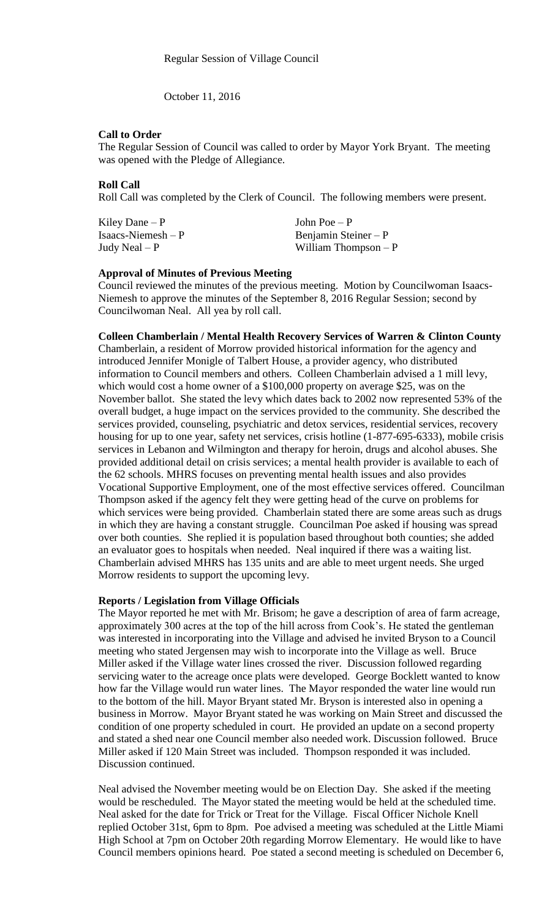Regular Session of Village Council

October 11, 2016

**Call to Order**

The Regular Session of Council was called to order by Mayor York Bryant. The meeting was opened with the Pledge of Allegiance.

**Roll Call**

Roll Call was completed by the Clerk of Council. The following members were present.

| | |
|---|---|
| Kiley Dane – P | John Poe – P |
| Isaacs-Niemesh – P | Benjamin Steiner – P |
| Judy Neal – P | William Thompson – P |

**Approval of Minutes of Previous Meeting**

Council reviewed the minutes of the previous meeting. Motion by Councilwoman Isaacs-Niemesh to approve the minutes of the September 8, 2016 Regular Session; second by Councilwoman Neal. All yea by roll call.

**Colleen Chamberlain / Mental Health Recovery Services of Warren & Clinton County**

Chamberlain, a resident of Morrow provided historical information for the agency and introduced Jennifer Monigle of Talbert House, a provider agency, who distributed information to Council members and others. Colleen Chamberlain advised a 1 mill levy, which would cost a home owner of a $100,000 property on average $25, was on the November ballot. She stated the levy which dates back to 2002 now represented 53% of the overall budget, a huge impact on the services provided to the community. She described the services provided, counseling, psychiatric and detox services, residential services, recovery housing for up to one year, safety net services, crisis hotline (1-877-695-6333), mobile crisis services in Lebanon and Wilmington and therapy for heroin, drugs and alcohol abuses. She provided additional detail on crisis services; a mental health provider is available to each of the 62 schools. MHRS focuses on preventing mental health issues and also provides Vocational Supportive Employment, one of the most effective services offered. Councilman Thompson asked if the agency felt they were getting head of the curve on problems for which services were being provided. Chamberlain stated there are some areas such as drugs in which they are having a constant struggle. Councilman Poe asked if housing was spread over both counties. She replied it is population based throughout both counties; she added an evaluator goes to hospitals when needed. Neal inquired if there was a waiting list. Chamberlain advised MHRS has 135 units and are able to meet urgent needs. She urged Morrow residents to support the upcoming levy.

**Reports / Legislation from Village Officials**

The Mayor reported he met with Mr. Brisom; he gave a description of area of farm acreage, approximately 300 acres at the top of the hill across from Cook's. He stated the gentleman was interested in incorporating into the Village and advised he invited Bryson to a Council meeting who stated Jergensen may wish to incorporate into the Village as well. Bruce Miller asked if the Village water lines crossed the river. Discussion followed regarding servicing water to the acreage once plats were developed. George Bocklett wanted to know how far the Village would run water lines. The Mayor responded the water line would run to the bottom of the hill. Mayor Bryant stated Mr. Bryson is interested also in opening a business in Morrow. Mayor Bryant stated he was working on Main Street and discussed the condition of one property scheduled in court. He provided an update on a second property and stated a shed near one Council member also needed work. Discussion followed. Bruce Miller asked if 120 Main Street was included. Thompson responded it was included. Discussion continued.

Neal advised the November meeting would be on Election Day. She asked if the meeting would be rescheduled. The Mayor stated the meeting would be held at the scheduled time. Neal asked for the date for Trick or Treat for the Village. Fiscal Officer Nichole Knell replied October 31st, 6pm to 8pm. Poe advised a meeting was scheduled at the Little Miami High School at 7pm on October 20th regarding Morrow Elementary. He would like to have Council members opinions heard. Poe stated a second meeting is scheduled on December 6,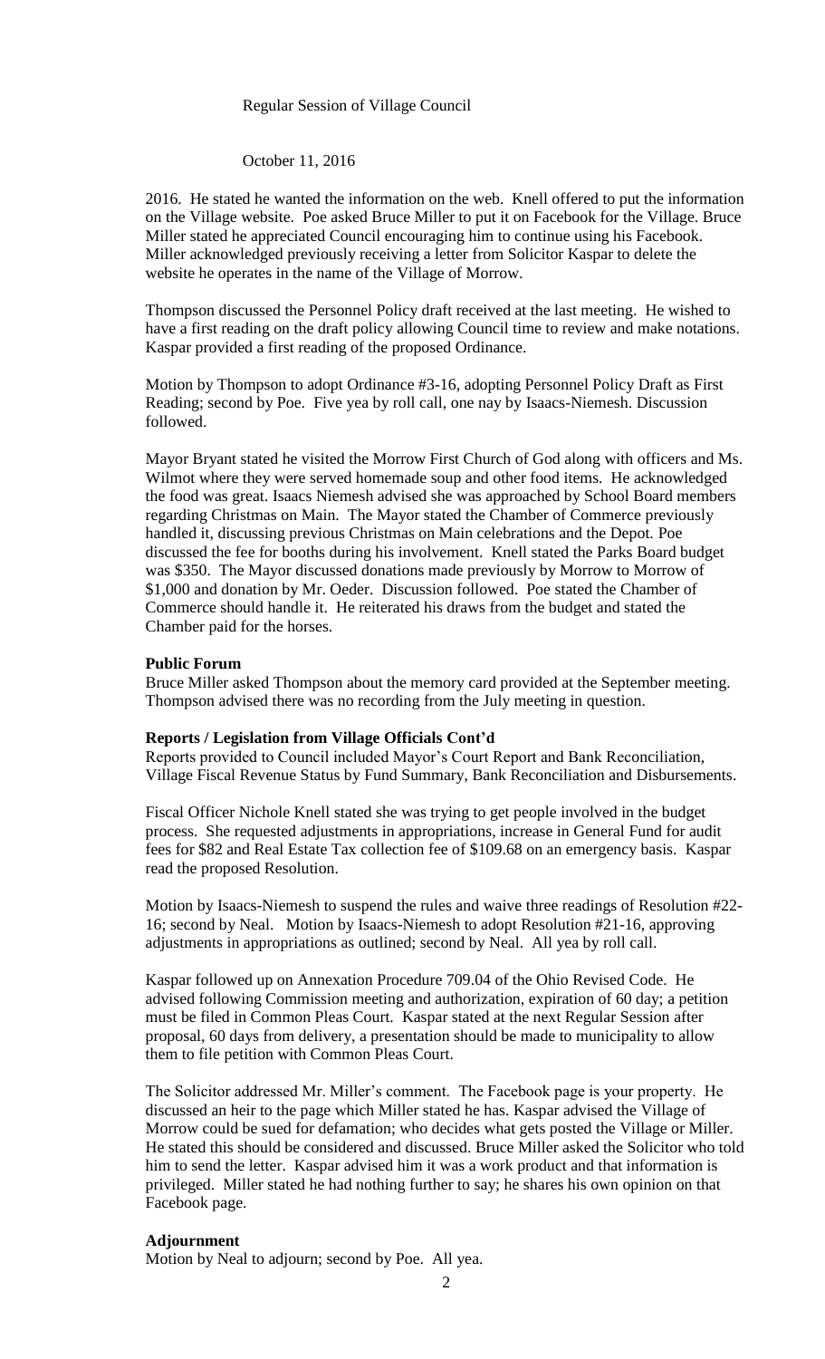Regular Session of Village Council

October 11, 2016

2016. He stated he wanted the information on the web. Knell offered to put the information on the Village website. Poe asked Bruce Miller to put it on Facebook for the Village. Bruce Miller stated he appreciated Council encouraging him to continue using his Facebook. Miller acknowledged previously receiving a letter from Solicitor Kaspar to delete the website he operates in the name of the Village of Morrow.

Thompson discussed the Personnel Policy draft received at the last meeting. He wished to have a first reading on the draft policy allowing Council time to review and make notations. Kaspar provided a first reading of the proposed Ordinance.

Motion by Thompson to adopt Ordinance #3-16, adopting Personnel Policy Draft as First Reading; second by Poe. Five yea by roll call, one nay by Isaacs-Niemesh. Discussion followed.

Mayor Bryant stated he visited the Morrow First Church of God along with officers and Ms. Wilmot where they were served homemade soup and other food items. He acknowledged the food was great. Isaacs Niemesh advised she was approached by School Board members regarding Christmas on Main. The Mayor stated the Chamber of Commerce previously handled it, discussing previous Christmas on Main celebrations and the Depot. Poe discussed the fee for booths during his involvement. Knell stated the Parks Board budget was $350. The Mayor discussed donations made previously by Morrow to Morrow of $1,000 and donation by Mr. Oeder. Discussion followed. Poe stated the Chamber of Commerce should handle it. He reiterated his draws from the budget and stated the Chamber paid for the horses.

**Public Forum**
Bruce Miller asked Thompson about the memory card provided at the September meeting. Thompson advised there was no recording from the July meeting in question.

**Reports / Legislation from Village Officials Cont'd**
Reports provided to Council included Mayor's Court Report and Bank Reconciliation, Village Fiscal Revenue Status by Fund Summary, Bank Reconciliation and Disbursements.

Fiscal Officer Nichole Knell stated she was trying to get people involved in the budget process. She requested adjustments in appropriations, increase in General Fund for audit fees for $82 and Real Estate Tax collection fee of $109.68 on an emergency basis. Kaspar read the proposed Resolution.

Motion by Isaacs-Niemesh to suspend the rules and waive three readings of Resolution #22-16; second by Neal. Motion by Isaacs-Niemesh to adopt Resolution #21-16, approving adjustments in appropriations as outlined; second by Neal. All yea by roll call.

Kaspar followed up on Annexation Procedure 709.04 of the Ohio Revised Code. He advised following Commission meeting and authorization, expiration of 60 day; a petition must be filed in Common Pleas Court. Kaspar stated at the next Regular Session after proposal, 60 days from delivery, a presentation should be made to municipality to allow them to file petition with Common Pleas Court.

The Solicitor addressed Mr. Miller's comment. The Facebook page is your property. He discussed an heir to the page which Miller stated he has. Kaspar advised the Village of Morrow could be sued for defamation; who decides what gets posted the Village or Miller. He stated this should be considered and discussed. Bruce Miller asked the Solicitor who told him to send the letter. Kaspar advised him it was a work product and that information is privileged. Miller stated he had nothing further to say; he shares his own opinion on that Facebook page.

**Adjournment**
Motion by Neal to adjourn; second by Poe. All yea.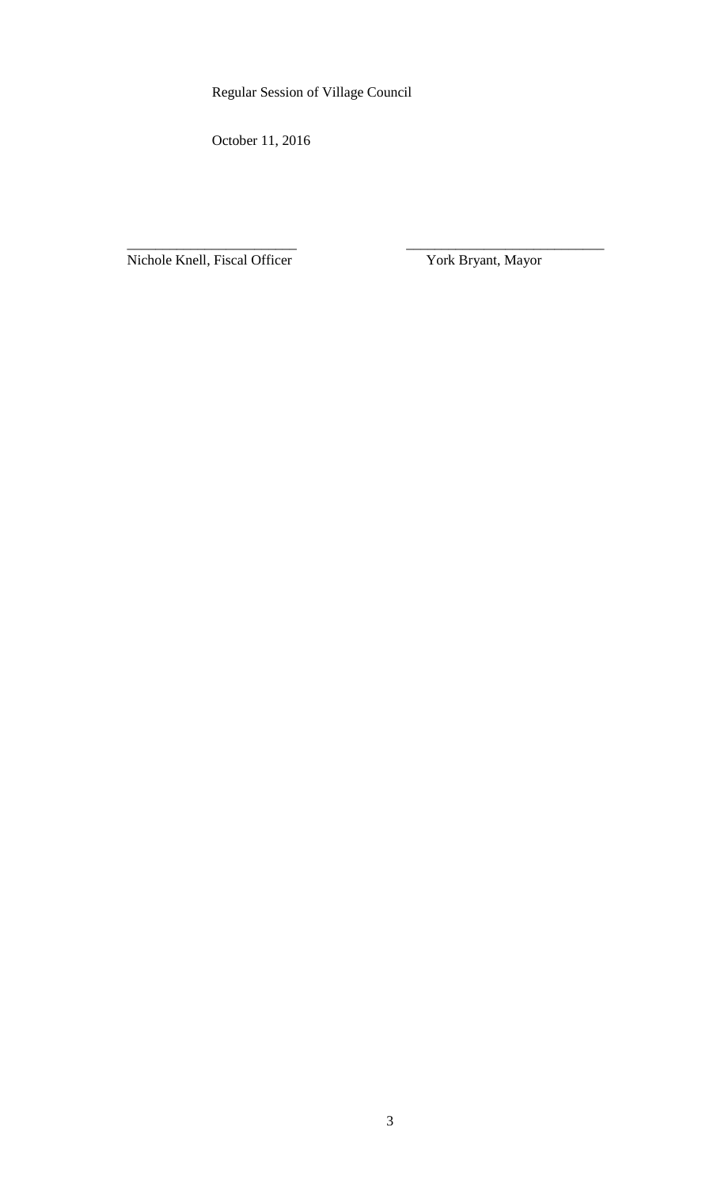Regular Session of Village Council

October 11, 2016

________________________  ____________________________

Nichole Knell, Fiscal Officer  York Bryant, Mayor